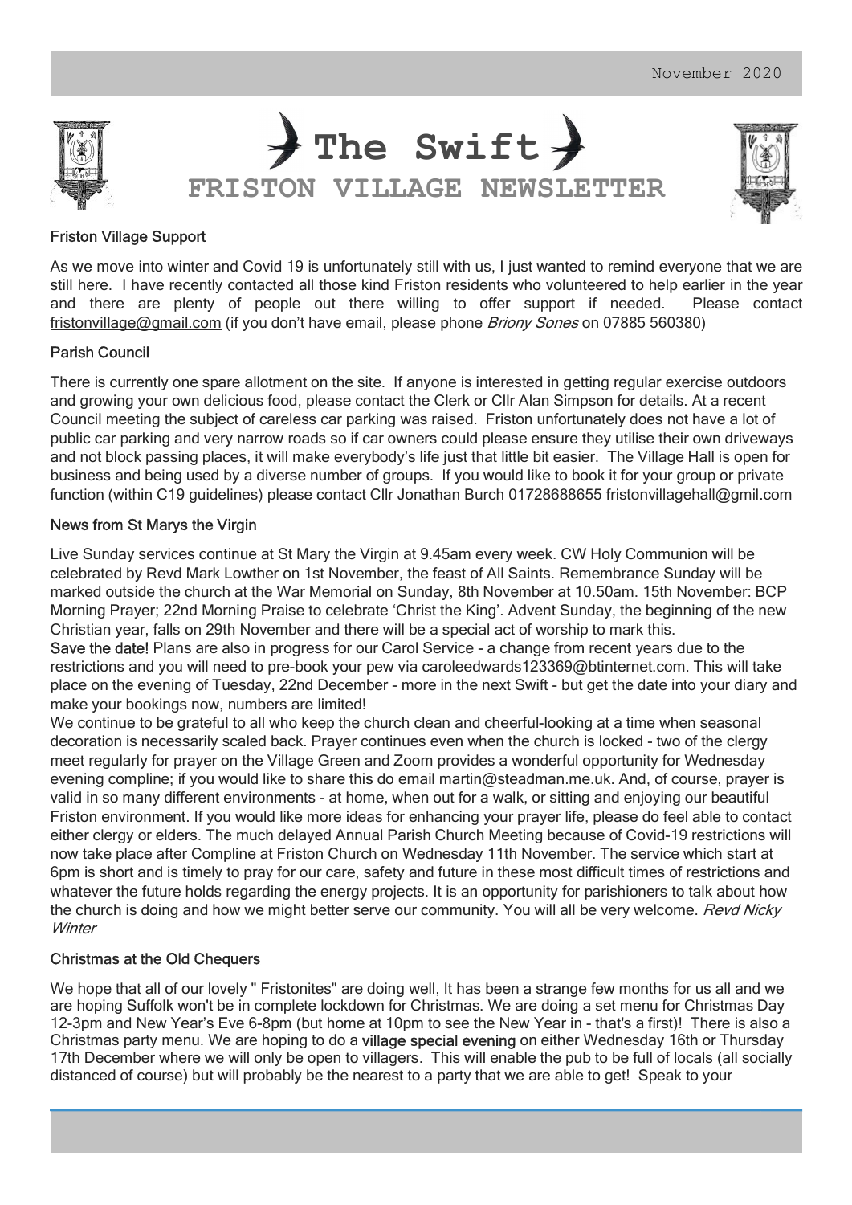November 2020

# The Swift

## FRISTON VILLAGE NEWSLETTER

### Friston Village Support

As we move into winter and Covid 19 is unfortunately still with us, I just wanted to remind everyone that we are still here. I have recently contacted all those kind Friston residents who volunteered to help earlier in the year and there are plenty of people out there willing to offer support if needed. Please contact fristonvillage@gmail.com (if you don't have email, please phone *Briony Sones* on 07885 560380)

### Parish Council

There is currently one spare allotment on the site. If anyone is interested in getting regular exercise outdoors and growing your own delicious food, please contact the Clerk or Cllr Alan Simpson for details. At a recent Council meeting the subject of careless car parking was raised. Friston unfortunately does not have a lot of public car parking and very narrow roads so if car owners could please ensure they utilise their own driveways and not block passing places, it will make everybody's life just that little bit easier. The Village Hall is open for business and being used by a diverse number of groups. If you would like to book it for your group or private function (within C19 guidelines) please contact Cllr Jonathan Burch 01728688655 fristonvillagehall@gmil.com

### News from St Marys the Virgin

Live Sunday services continue at St Mary the Virgin at 9.45am every week. CW Holy Communion will be celebrated by Revd Mark Lowther on 1st November, the feast of All Saints. Remembrance Sunday will be marked outside the church at the War Memorial on Sunday, 8th November at 10.50am. 15th November: BCP Morning Prayer; 22nd Morning Praise to celebrate 'Christ the King'. Advent Sunday, the beginning of the new Christian year, falls on 29th November and there will be a special act of worship to mark this.

**Save the date!** Plans are also in progress for our Carol Service - a change from recent years due to the restrictions and you will need to pre-book your pew via caroleedwards123369@btinternet.com. This will take place on the evening of Tuesday, 22nd December - more in the next Swift - but get the date into your diary and make your bookings now, numbers are limited!

We continue to be grateful to all who keep the church clean and cheerful-looking at a time when seasonal decoration is necessarily scaled back. Prayer continues even when the church is locked - two of the clergy meet regularly for prayer on the Village Green and Zoom provides a wonderful opportunity for Wednesday evening compline; if you would like to share this do email martin@steadman.me.uk. And, of course, prayer is valid in so many different environments - at home, when out for a walk, or sitting and enjoying our beautiful Friston environment. If you would like more ideas for enhancing your prayer life, please do feel able to contact either clergy or elders. The much delayed Annual Parish Church Meeting because of Covid-19 restrictions will now take place after Compline at Friston Church on Wednesday 11th November. The service which start at 6pm is short and is timely to pray for our care, safety and future in these most difficult times of restrictions and whatever the future holds regarding the energy projects. It is an opportunity for parishioners to talk about how the church is doing and how we might better serve our community. You will all be very welcome. *Revd Nicky Winter*

### Christmas at the Old Chequers

We hope that all of our lovely " Fristonites" are doing well, It has been a strange few months for us all and we are hoping Suffolk won't be in complete lockdown for Christmas. We are doing a set menu for Christmas Day 12-3pm and New Year's Eve 6-8pm (but home at 10pm to see the New Year in - that's a first)! There is also a Christmas party menu. We are hoping to do a **village special evening** on either Wednesday 16th or Thursday 17th December where we will only be open to villagers. This will enable the pub to be full of locals (all socially distanced of course) but will probably be the nearest to a party that we are able to get! Speak to your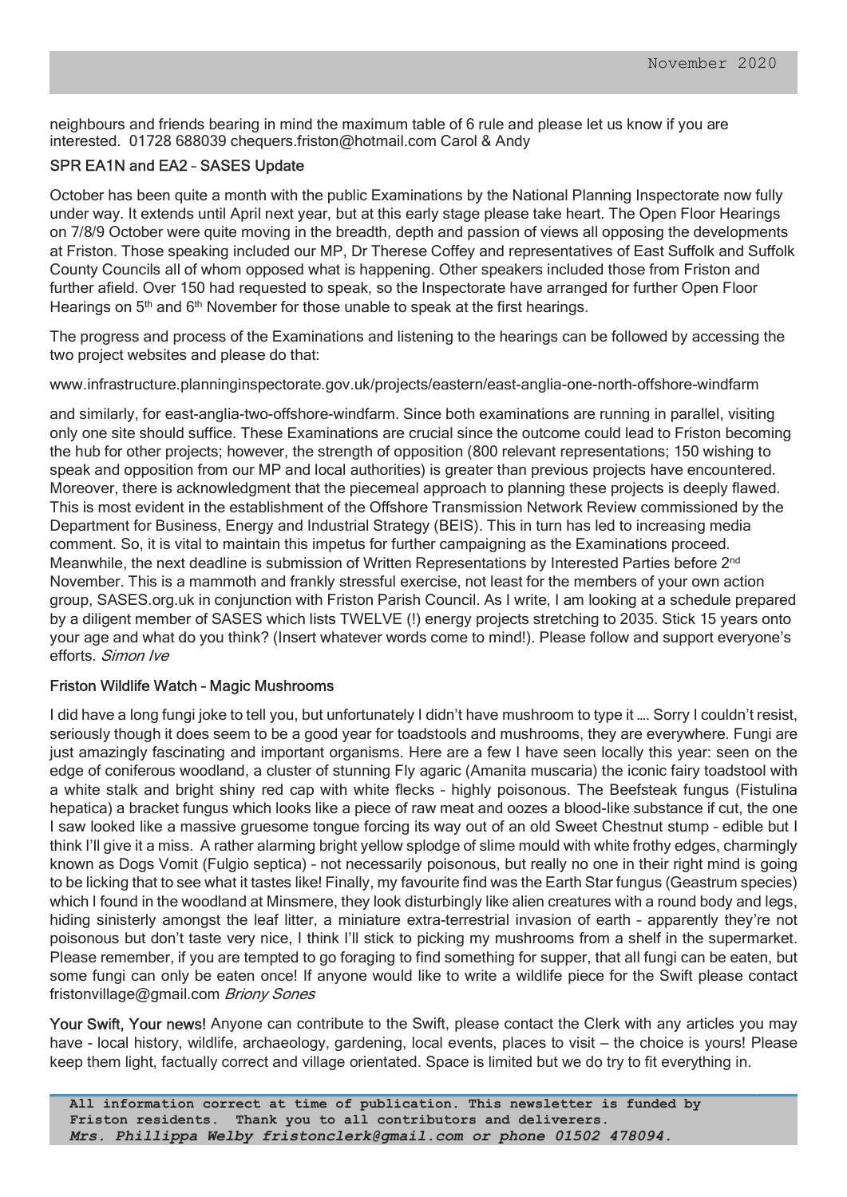neighbours and friends bearing in mind the maximum table of 6 rule and please let us know if you are interested. 01728 688039 chequers.friston@hotmail.com Carol & Andy

### SPR EA1N and EA2 – SASES Update

October has been quite a month with the public Examinations by the National Planning Inspectorate now fully under way. It extends until April next year, but at this early stage please take heart. The Open Floor Hearings on 7/8/9 October were quite moving in the breadth, depth and passion of views all opposing the developments at Friston. Those speaking included our MP, Dr Therese Coffey and representatives of East Suffolk and Suffolk County Councils all of whom opposed what is happening. Other speakers included those from Friston and further afield. Over 150 had requested to speak, so the Inspectorate have arranged for further Open Floor Hearings on 5th and 6th November for those unable to speak at the first hearings.

The progress and process of the Examinations and listening to the hearings can be followed by accessing the two project websites and please do that:

www.infrastructure.planninginspectorate.gov.uk/projects/eastern/east-anglia-one-north-offshore-windfarm

and similarly, for east-anglia-two-offshore-windfarm. Since both examinations are running in parallel, visiting only one site should suffice. These Examinations are crucial since the outcome could lead to Friston becoming the hub for other projects; however, the strength of opposition (800 relevant representations; 150 wishing to speak and opposition from our MP and local authorities) is greater than previous projects have encountered. Moreover, there is acknowledgment that the piecemeal approach to planning these projects is deeply flawed. This is most evident in the establishment of the Offshore Transmission Network Review commissioned by the Department for Business, Energy and Industrial Strategy (BEIS). This in turn has led to increasing media comment. So, it is vital to maintain this impetus for further campaigning as the Examinations proceed. Meanwhile, the next deadline is submission of Written Representations by Interested Parties before 2nd November. This is a mammoth and frankly stressful exercise, not least for the members of your own action group, SASES.org.uk in conjunction with Friston Parish Council. As I write, I am looking at a schedule prepared by a diligent member of SASES which lists TWELVE (!) energy projects stretching to 2035. Stick 15 years onto your age and what do you think? (Insert whatever words come to mind!). Please follow and support everyone's efforts. *Simon Ive*

### Friston Wildlife Watch – Magic Mushrooms

I did have a long fungi joke to tell you, but unfortunately I didn't have mushroom to type it …. Sorry I couldn't resist, seriously though it does seem to be a good year for toadstools and mushrooms, they are everywhere. Fungi are just amazingly fascinating and important organisms. Here are a few I have seen locally this year: seen on the edge of coniferous woodland, a cluster of stunning Fly agaric (Amanita muscaria) the iconic fairy toadstool with a white stalk and bright shiny red cap with white flecks – highly poisonous. The Beefsteak fungus (Fistulina hepatica) a bracket fungus which looks like a piece of raw meat and oozes a blood-like substance if cut, the one I saw looked like a massive gruesome tongue forcing its way out of an old Sweet Chestnut stump – edible but I think I'll give it a miss. A rather alarming bright yellow splodge of slime mould with white frothy edges, charmingly known as Dogs Vomit (Fulgio septica) – not necessarily poisonous, but really no one in their right mind is going to be licking that to see what it tastes like! Finally, my favourite find was the Earth Star fungus (Geastrum species) which I found in the woodland at Minsmere, they look disturbingly like alien creatures with a round body and legs, hiding sinisterly amongst the leaf litter, a miniature extra-terrestrial invasion of earth – apparently they're not poisonous but don't taste very nice, I think I'll stick to picking my mushrooms from a shelf in the supermarket. Please remember, if you are tempted to go foraging to find something for supper, that all fungi can be eaten, but some fungi can only be eaten once! If anyone would like to write a wildlife piece for the Swift please contact fristonvillage@gmail.com *Briony Sones*

**Your Swift, Your news!** Anyone can contribute to the Swift, please contact the Clerk with any articles you may have - local history, wildlife, archaeology, gardening, local events, places to visit – the choice is yours! Please keep them light, factually correct and village orientated. Space is limited but we do try to fit everything in.

**All information correct at time of publication. This newsletter is funded by Friston residents. Thank you to all contributors and deliverers.**
***Mrs. Phillippa Welby fristonclerk@gmail.com or phone 01502 478094.***